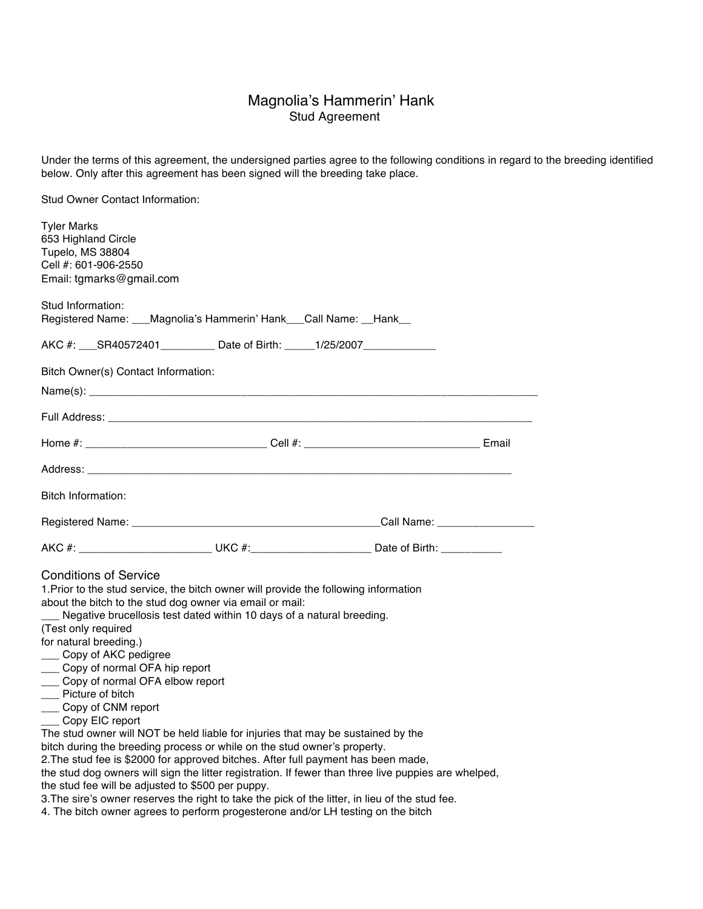# Magnolia's Hammerin' Hank

## Stud Agreement

Under the terms of this agreement, the undersigned parties agree to the following conditions in regard to the breeding identified below. Only after this agreement has been signed will the breeding take place.

Stud Owner Contact Information:

Tyler Marks
653 Highland Circle
Tupelo, MS 38804
Cell #: 601-906-2550
Email: tgmarks@gmail.com

Stud Information:
Registered Name: ___Magnolia's Hammerin' Hank___Call Name: __Hank__

AKC #: ___SR40572401_________ Date of Birth: _____1/25/2007____________

Bitch Owner(s) Contact Information:

Name(s): ______________________________________________________________________________

Full Address: __________________________________________________________________________

Home #: ______________________________ Cell #: _____________________________ Email

Address: _______________________________________________________________________________

Bitch Information:

Registered Name: __________________________________________Call Name: ________________

AKC #: ______________________ UKC #:____________________ Date of Birth: __________

### Conditions of Service

1.Prior to the stud service, the bitch owner will provide the following information about the bitch to the stud dog owner via email or mail:

___ Negative brucellosis test dated within 10 days of a natural breeding. (Test only required for natural breeding.)
___ Copy of AKC pedigree
___ Copy of normal OFA hip report
___ Copy of normal OFA elbow report
___ Picture of bitch
___ Copy of CNM report
___ Copy EIC report

The stud owner will NOT be held liable for injuries that may be sustained by the bitch during the breeding process or while on the stud owner's property.

2.The stud fee is $2000 for approved bitches. After full payment has been made, the stud dog owners will sign the litter registration. If fewer than three live puppies are whelped, the stud fee will be adjusted to $500 per puppy.

3.The sire's owner reserves the right to take the pick of the litter, in lieu of the stud fee.

4. The bitch owner agrees to perform progesterone and/or LH testing on the bitch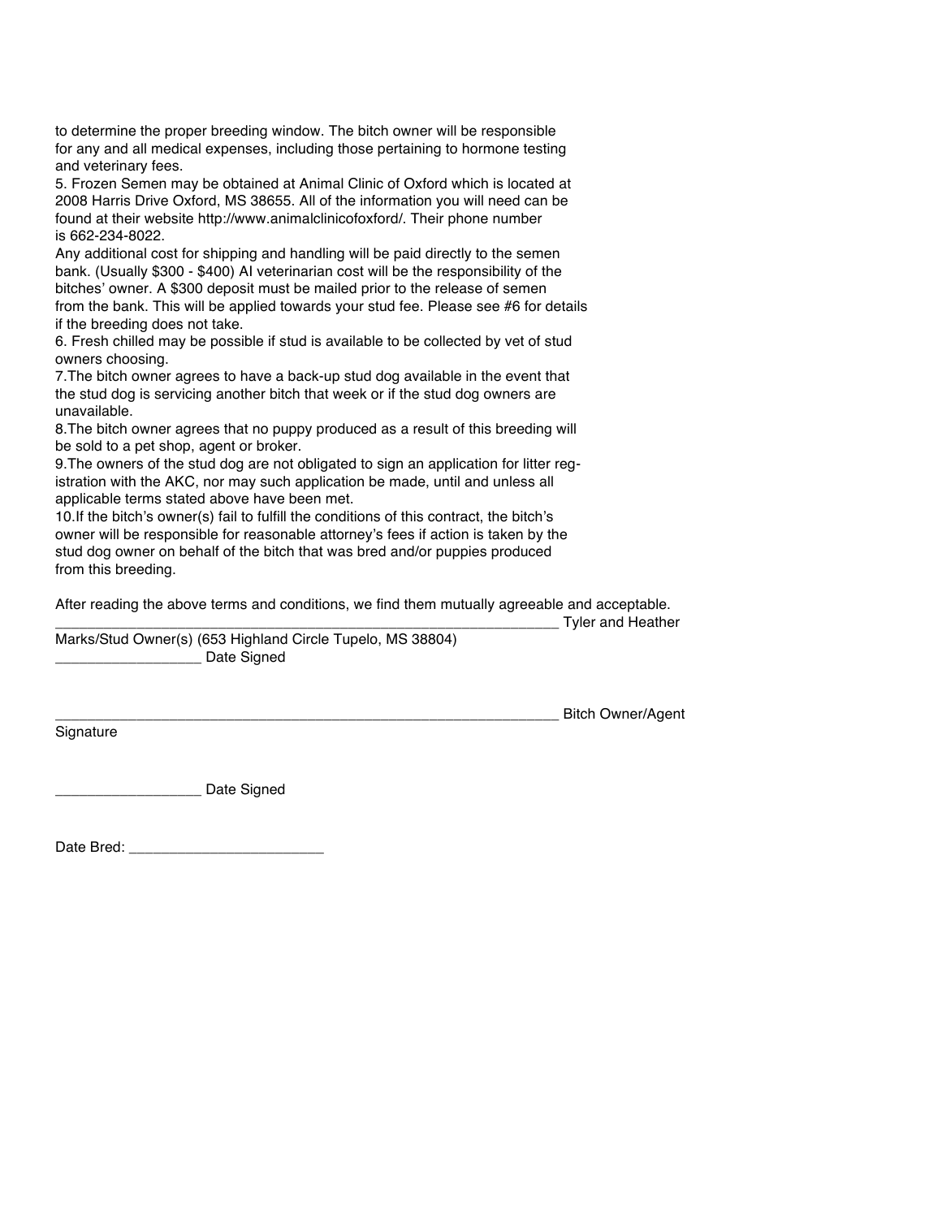to determine the proper breeding window. The bitch owner will be responsible for any and all medical expenses, including those pertaining to hormone testing and veterinary fees.

5. Frozen Semen may be obtained at Animal Clinic of Oxford which is located at 2008 Harris Drive Oxford, MS 38655. All of the information you will need can be found at their website http://www.animalclinicofoxford/. Their phone number is 662-234-8022.

Any additional cost for shipping and handling will be paid directly to the semen bank. (Usually $300 - $400) AI veterinarian cost will be the responsibility of the bitches' owner. A $300 deposit must be mailed prior to the release of semen from the bank. This will be applied towards your stud fee. Please see #6 for details if the breeding does not take.

6. Fresh chilled may be possible if stud is available to be collected by vet of stud owners choosing.

7.The bitch owner agrees to have a back-up stud dog available in the event that the stud dog is servicing another bitch that week or if the stud dog owners are unavailable.

8.The bitch owner agrees that no puppy produced as a result of this breeding will be sold to a pet shop, agent or broker.

9.The owners of the stud dog are not obligated to sign an application for litter registration with the AKC, nor may such application be made, until and unless all applicable terms stated above have been met.

10.If the bitch's owner(s) fail to fulfill the conditions of this contract, the bitch's owner will be responsible for reasonable attorney's fees if action is taken by the stud dog owner on behalf of the bitch that was bred and/or puppies produced from this breeding.

After reading the above terms and conditions, we find them mutually agreeable and acceptable.

_____________________________________________________________ Tyler and Heather Marks/Stud Owner(s) (653 Highland Circle Tupelo, MS 38804)

_________________ Date Signed

_____________________________________________________________ Bitch Owner/Agent Signature

_________________ Date Signed

Date Bred: _______________________